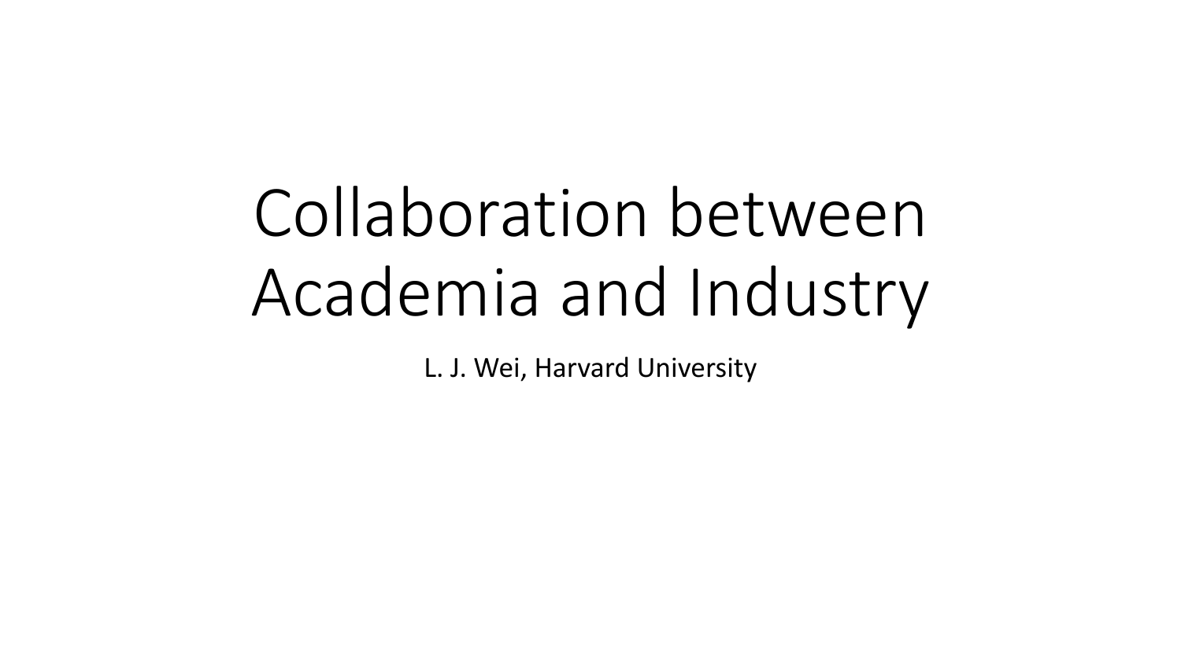# Collaboration between Academia and Industry

L. J. Wei, Harvard University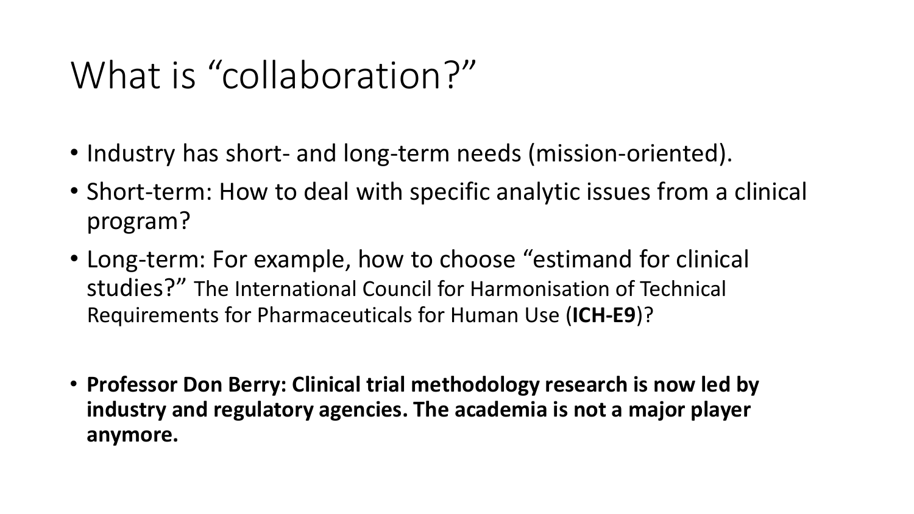# What is “collaboration?”

- Industry has short- and long-term needs (mission-oriented).
- Short-term: How to deal with specific analytic issues from a clinical program?
- Long-term: For example, how to choose “estimand for clinical studies?” The International Council for Harmonisation of Technical Requirements for Pharmaceuticals for Human Use (**ICH-E9**)?

- **Professor Don Berry: Clinical trial methodology research is now led by industry and regulatory agencies. The academia is not a major player anymore.**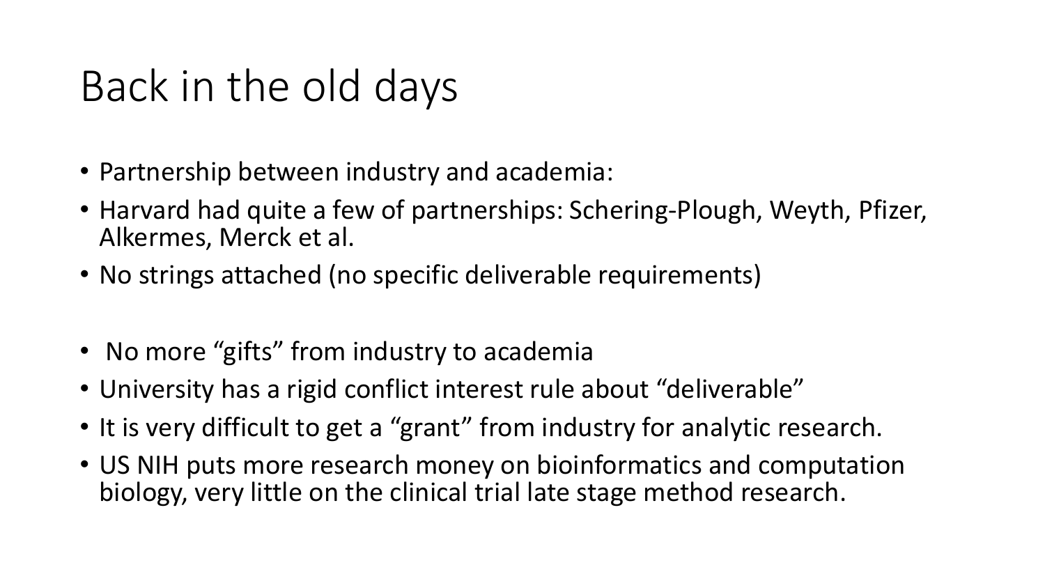# Back in the old days

- Partnership between industry and academia:
- Harvard had quite a few of partnerships: Schering-Plough, Weyth, Pfizer, Alkermes, Merck et al.
- No strings attached (no specific deliverable requirements)

- No more “gifts” from industry to academia
- University has a rigid conflict interest rule about “deliverable”
- It is very difficult to get a “grant” from industry for analytic research.
- US NIH puts more research money on bioinformatics and computation biology, very little on the clinical trial late stage method research.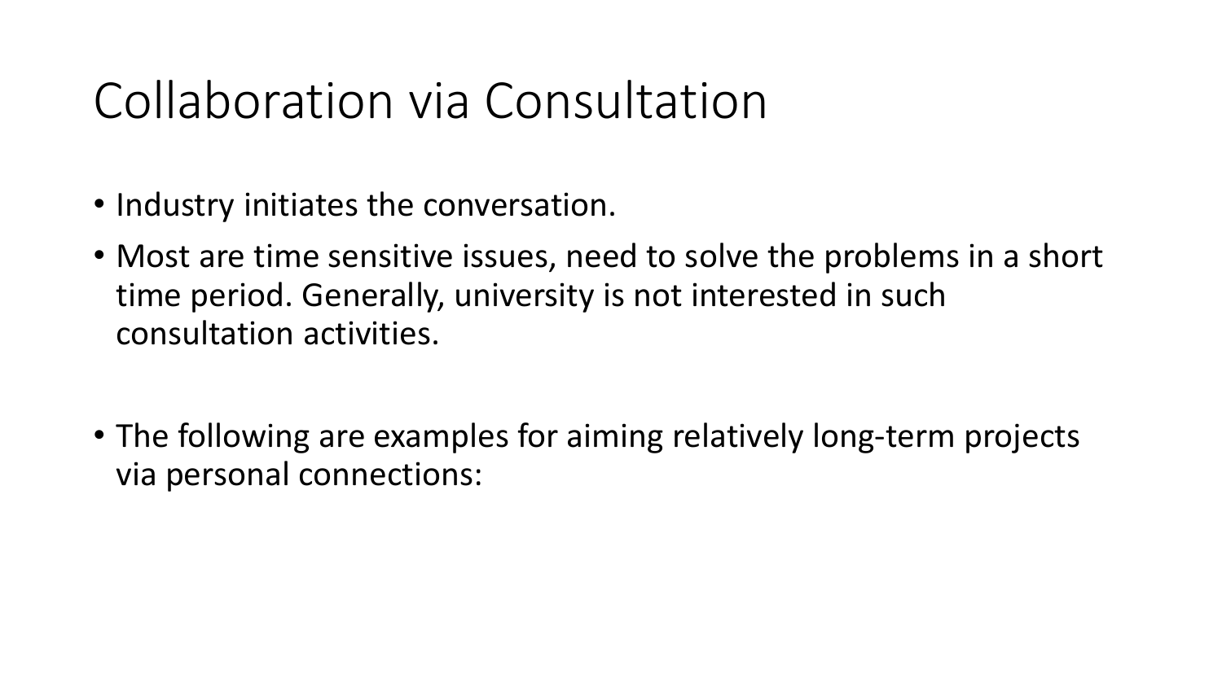# Collaboration via Consultation

- Industry initiates the conversation.
- Most are time sensitive issues, need to solve the problems in a short time period. Generally, university is not interested in such consultation activities.

- The following are examples for aiming relatively long-term projects via personal connections: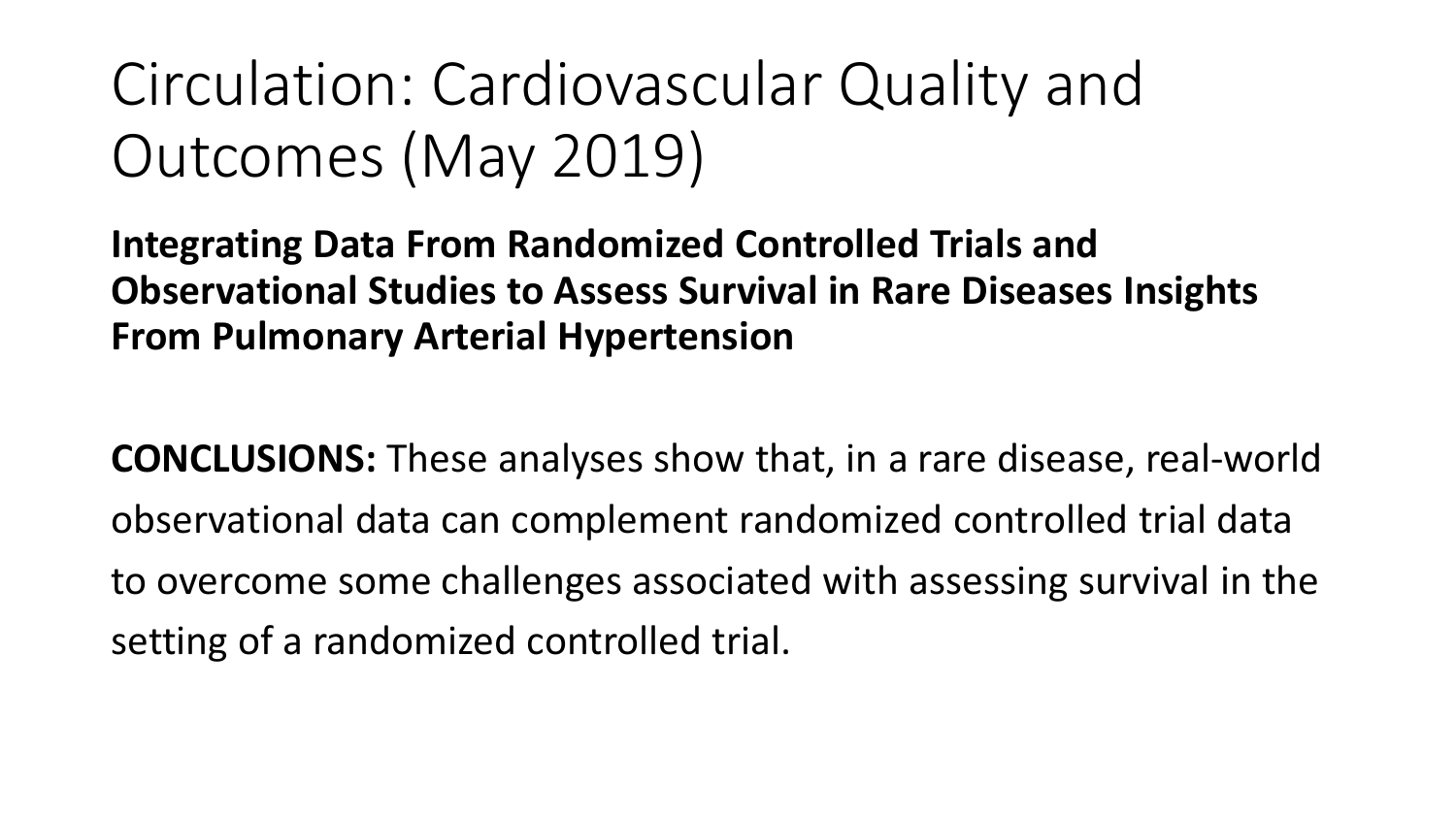# Circulation: Cardiovascular Quality and Outcomes (May 2019)

**Integrating Data From Randomized Controlled Trials and Observational Studies to Assess Survival in Rare Diseases Insights From Pulmonary Arterial Hypertension**

**CONCLUSIONS:** These analyses show that, in a rare disease, real-world observational data can complement randomized controlled trial data to overcome some challenges associated with assessing survival in the setting of a randomized controlled trial.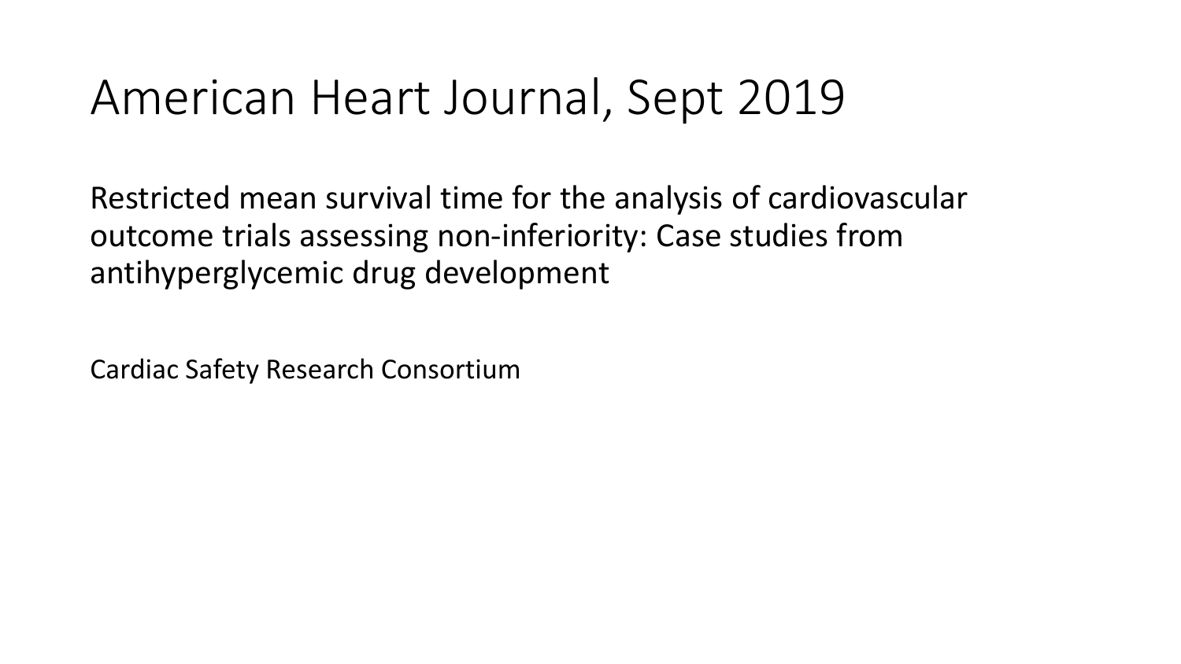# American Heart Journal, Sept 2019

Restricted mean survival time for the analysis of cardiovascular outcome trials assessing non-inferiority: Case studies from antihyperglycemic drug development

Cardiac Safety Research Consortium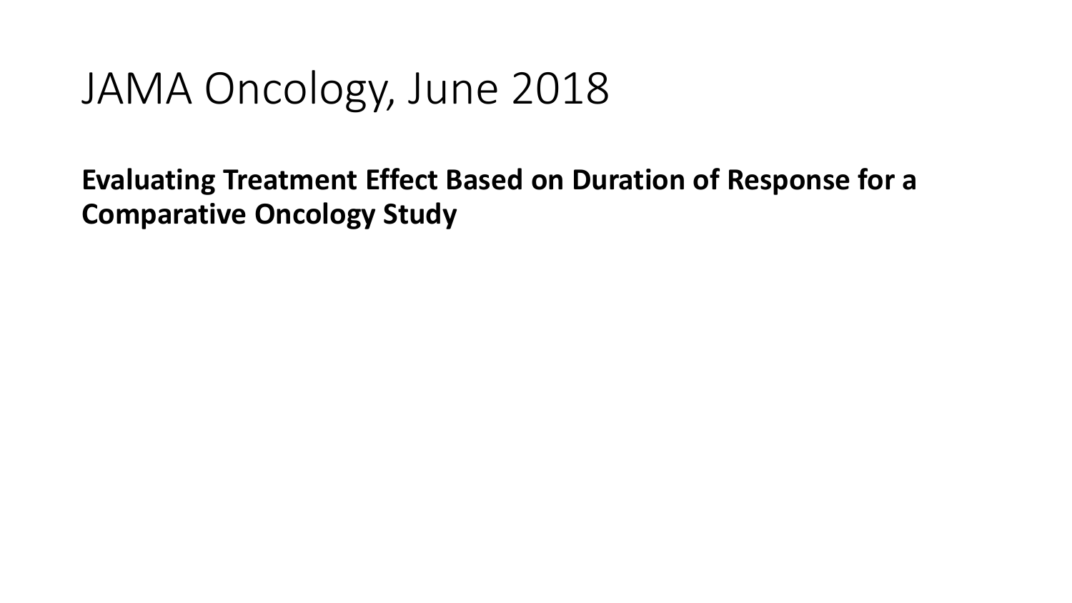# JAMA Oncology, June 2018

**Evaluating Treatment Effect Based on Duration of Response for a Comparative Oncology Study**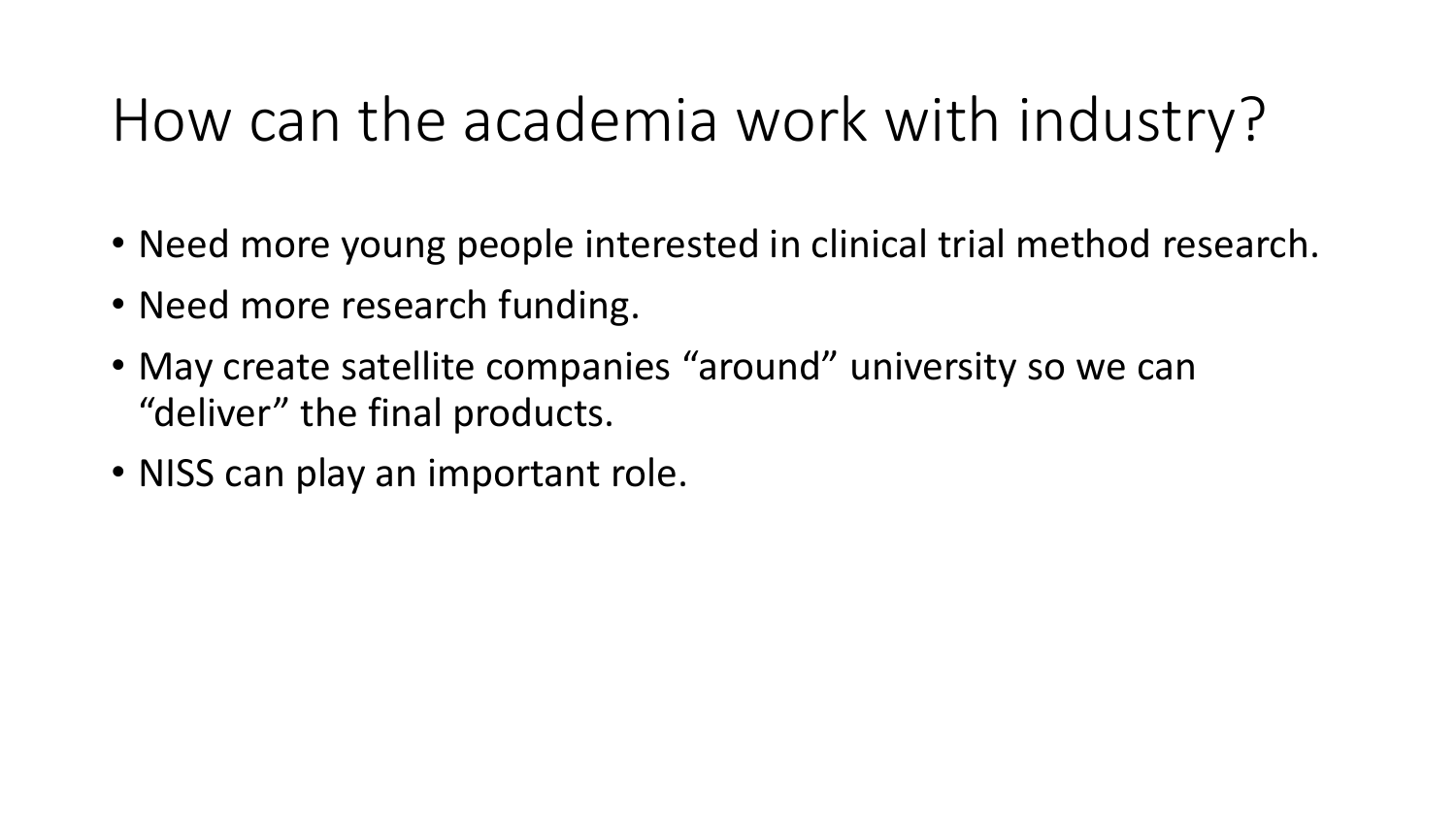# How can the academia work with industry?

- Need more young people interested in clinical trial method research.
- Need more research funding.
- May create satellite companies “around” university so we can “deliver” the final products.
- NISS can play an important role.